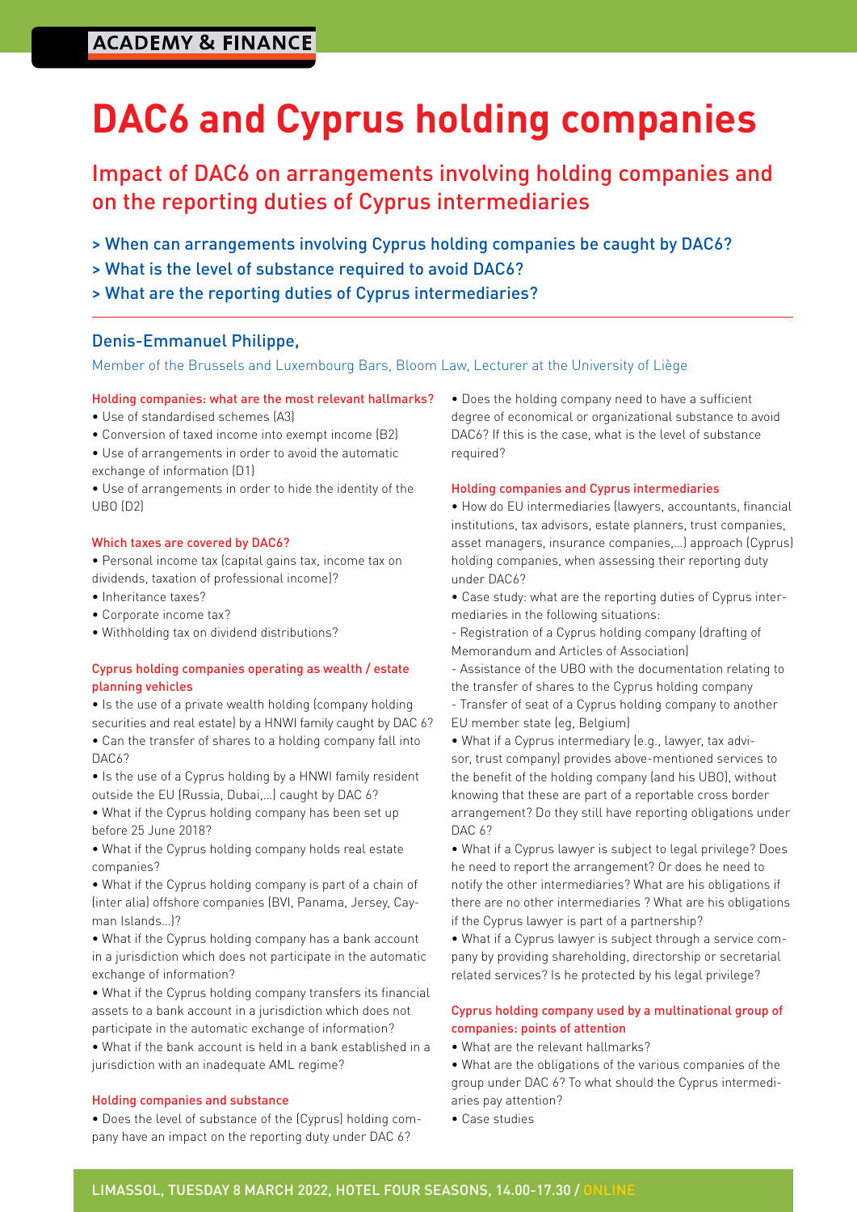ACADEMY & FINANCE

# DAC6 and Cyprus holding companies

## Impact of DAC6 on arrangements involving holding companies and on the reporting duties of Cyprus intermediaries

> When can arrangements involving Cyprus holding companies be caught by DAC6?
> What is the level of substance required to avoid DAC6?
> What are the reporting duties of Cyprus intermediaries?

### Denis-Emmanuel Philippe,

Member of the Brussels and Luxembourg Bars, Bloom Law, Lecturer at the University of Liège

#### Holding companies: what are the most relevant hallmarks?

- Use of standardised schemes (A3)
- Conversion of taxed income into exempt income (B2)
- Use of arrangements in order to avoid the automatic exchange of information (D1)
- Use of arrangements in order to hide the identity of the UBO (D2)

#### Which taxes are covered by DAC6?

- Personal income tax (capital gains tax, income tax on dividends, taxation of professional income)?
- Inheritance taxes?
- Corporate income tax?
- Withholding tax on dividend distributions?

#### Cyprus holding companies operating as wealth / estate planning vehicles

- Is the use of a private wealth holding (company holding securities and real estate) by a HNWI family caught by DAC 6?
- Can the transfer of shares to a holding company fall into DAC6?
- Is the use of a Cyprus holding by a HNWI family resident outside the EU (Russia, Dubai,...) caught by DAC 6?
- What if the Cyprus holding company has been set up before 25 June 2018?
- What if the Cyprus holding company holds real estate companies?
- What if the Cyprus holding company is part of a chain of (inter alia) offshore companies (BVI, Panama, Jersey, Cayman Islands...)?
- What if the Cyprus holding company has a bank account in a jurisdiction which does not participate in the automatic exchange of information?
- What if the Cyprus holding company transfers its financial assets to a bank account in a jurisdiction which does not participate in the automatic exchange of information?
- What if the bank account is held in a bank established in a jurisdiction with an inadequate AML regime?

#### Holding companies and substance

- Does the level of substance of the (Cyprus) holding company have an impact on the reporting duty under DAC 6?
- Does the holding company need to have a sufficient degree of economical or organizational substance to avoid DAC6? If this is the case, what is the level of substance required?

#### Holding companies and Cyprus intermediaries

- How do EU intermediaries (lawyers, accountants, financial institutions, tax advisors, estate planners, trust companies, asset managers, insurance companies,...) approach (Cyprus) holding companies, when assessing their reporting duty under DAC6?
- Case study: what are the reporting duties of Cyprus intermediaries in the following situations:
  - Registration of a Cyprus holding company (drafting of Memorandum and Articles of Association)
  - Assistance of the UBO with the documentation relating to the transfer of shares to the Cyprus holding company
  - Transfer of seat of a Cyprus holding company to another EU member state (eg, Belgium)
- What if a Cyprus intermediary (e.g., lawyer, tax advisor, trust company) provides above-mentioned services to the benefit of the holding company (and his UBO), without knowing that these are part of a reportable cross border arrangement? Do they still have reporting obligations under DAC 6?
- What if a Cyprus lawyer is subject to legal privilege? Does he need to report the arrangement? Or does he need to notify the other intermediaries? What are his obligations if there are no other intermediaries ? What are his obligations if the Cyprus lawyer is part of a partnership?
- What if a Cyprus lawyer is subject through a service company by providing shareholding, directorship or secretarial related services? Is he protected by his legal privilege?

#### Cyprus holding company used by a multinational group of companies: points of attention

- What are the relevant hallmarks?
- What are the obligations of the various companies of the group under DAC 6? To what should the Cyprus intermediaries pay attention?
- Case studies

LIMASSOL, TUESDAY 8 MARCH 2022, HOTEL FOUR SEASONS, 14.00-17.30 / ONLINE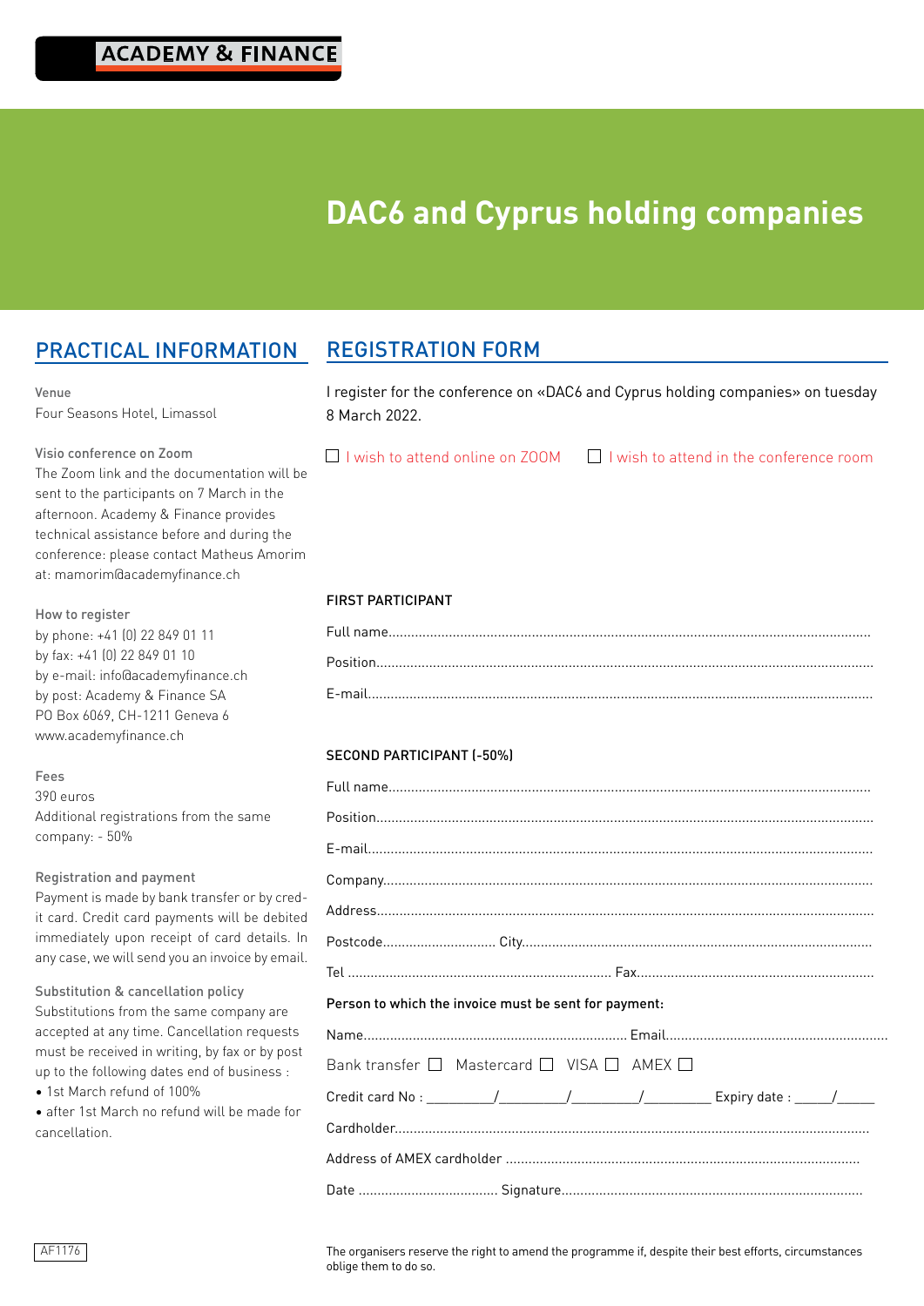ACADEMY & FINANCE

# DAC6 and Cyprus holding companies

## PRACTICAL INFORMATION

**Venue**
Four Seasons Hotel, Limassol

**Visio conference on Zoom**
The Zoom link and the documentation will be sent to the participants on 7 March in the afternoon. Academy & Finance provides technical assistance before and during the conference: please contact Matheus Amorim at: mamorim@academyfinance.ch

**How to register**
by phone: +41 (0) 22 849 01 11
by fax: +41 (0) 22 849 01 10
by e-mail: info@academyfinance.ch
by post: Academy & Finance SA
PO Box 6069, CH-1211 Geneva 6
www.academyfinance.ch

**Fees**
390 euros
Additional registrations from the same company: - 50%

**Registration and payment**
Payment is made by bank transfer or by credit card. Credit card payments will be debited immediately upon receipt of card details. In any case, we will send you an invoice by email.

**Substitution & cancellation policy**
Substitutions from the same company are accepted at any time. Cancellation requests must be received in writing, by fax or by post up to the following dates end of business :

- 1st March refund of 100%
- after 1st March no refund will be made for cancellation.

## REGISTRATION FORM

I register for the conference on «DAC6 and Cyprus holding companies» on tuesday 8 March 2022.

☐ I wish to attend online on ZOOM ☐ I wish to attend in the conference room

**FIRST PARTICIPANT**

Full name..........................................

Position..........................................

E-mail..........................................

**SECOND PARTICIPANT (-50%)**

Full name..........................................

Position..........................................

E-mail..........................................

Company..........................................

Address..........................................

Postcode.............................. City..........................................

Tel .............................................. Fax..........................................

**Person to which the invoice must be sent for payment:**

Name.............................................. Email..........................................

Bank transfer ☐ Mastercard ☐ VISA ☐ AMEX ☐

Credit card No : ________/________/________/________ Expiry date : _____/_____

Cardholder..........................................

Address of AMEX cardholder ..........................................

Date .................................... Signature..........................................

AF1176

The organisers reserve the right to amend the programme if, despite their best efforts, circumstances oblige them to do so.